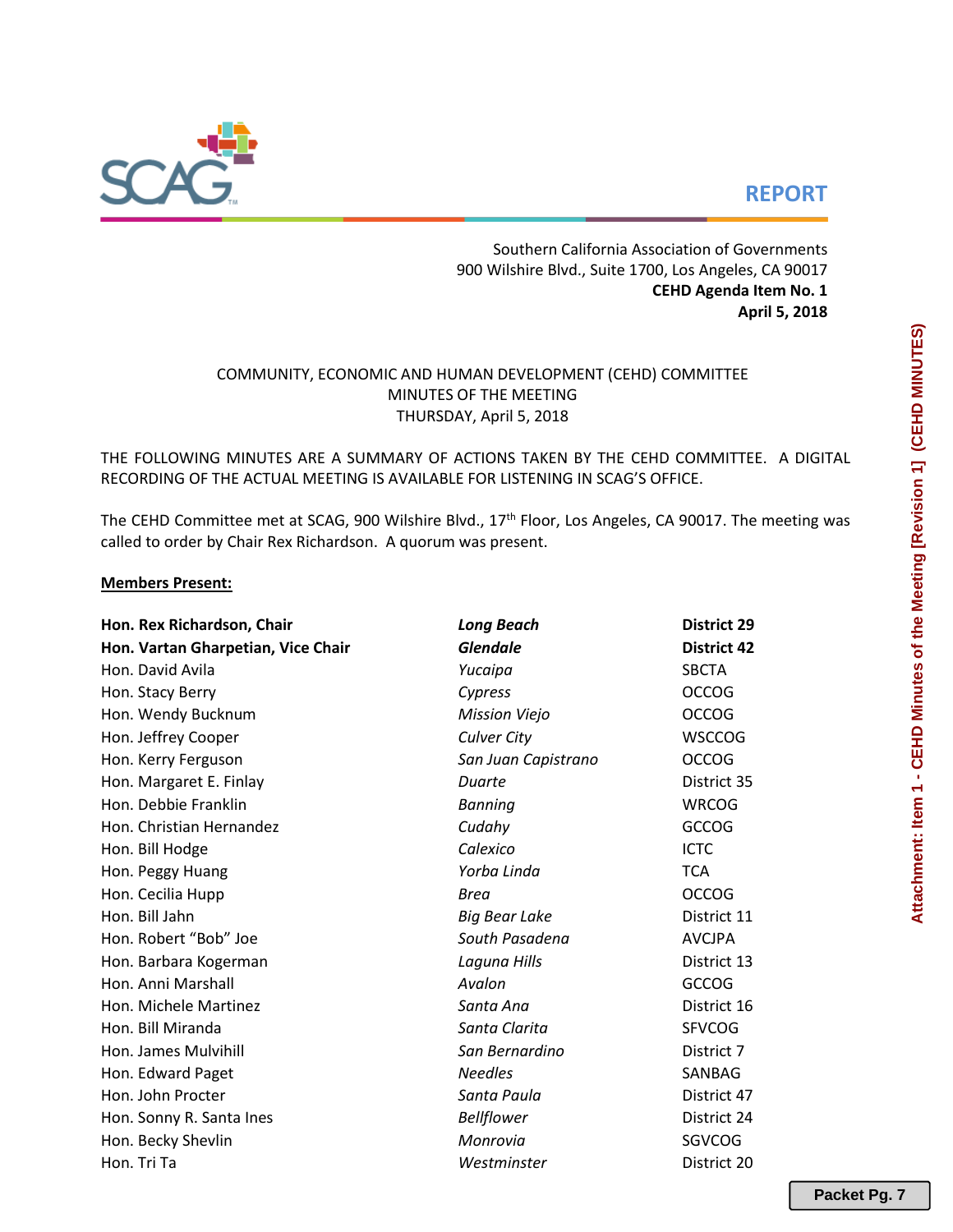**REPORT**

Southern California Association of Governments
900 Wilshire Blvd., Suite 1700, Los Angeles, CA 90017
**CEHD Agenda Item No. 1**
**April 5, 2018**

COMMUNITY, ECONOMIC AND HUMAN DEVELOPMENT (CEHD) COMMITTEE
MINUTES OF THE MEETING
THURSDAY, April 5, 2018

THE FOLLOWING MINUTES ARE A SUMMARY OF ACTIONS TAKEN BY THE CEHD COMMITTEE. A DIGITAL RECORDING OF THE ACTUAL MEETING IS AVAILABLE FOR LISTENING IN SCAG'S OFFICE.

The CEHD Committee met at SCAG, 900 Wilshire Blvd., 17th Floor, Los Angeles, CA 90017. The meeting was called to order by Chair Rex Richardson. A quorum was present.

**Members Present:**

| | | |
|---|---|---|
| **Hon. Rex Richardson, Chair** | ***Long Beach*** | **District 29** |
| **Hon. Vartan Gharpetian, Vice Chair** | ***Glendale*** | **District 42** |
| Hon. David Avila | *Yucaipa* | SBCTA |
| Hon. Stacy Berry | *Cypress* | OCCOG |
| Hon. Wendy Bucknum | *Mission Viejo* | OCCOG |
| Hon. Jeffrey Cooper | *Culver City* | WSCCOG |
| Hon. Kerry Ferguson | *San Juan Capistrano* | OCCOG |
| Hon. Margaret E. Finlay | *Duarte* | District 35 |
| Hon. Debbie Franklin | *Banning* | WRCOG |
| Hon. Christian Hernandez | *Cudahy* | GCCOG |
| Hon. Bill Hodge | *Calexico* | ICTC |
| Hon. Peggy Huang | *Yorba Linda* | TCA |
| Hon. Cecilia Hupp | *Brea* | OCCOG |
| Hon. Bill Jahn | *Big Bear Lake* | District 11 |
| Hon. Robert "Bob" Joe | *South Pasadena* | AVCJPA |
| Hon. Barbara Kogerman | *Laguna Hills* | District 13 |
| Hon. Anni Marshall | *Avalon* | GCCOG |
| Hon. Michele Martinez | *Santa Ana* | District 16 |
| Hon. Bill Miranda | *Santa Clarita* | SFVCOG |
| Hon. James Mulvihill | *San Bernardino* | District 7 |
| Hon. Edward Paget | *Needles* | SANBAG |
| Hon. John Procter | *Santa Paula* | District 47 |
| Hon. Sonny R. Santa Ines | *Bellflower* | District 24 |
| Hon. Becky Shevlin | *Monrovia* | SGVCOG |
| Hon. Tri Ta | *Westminster* | District 20 |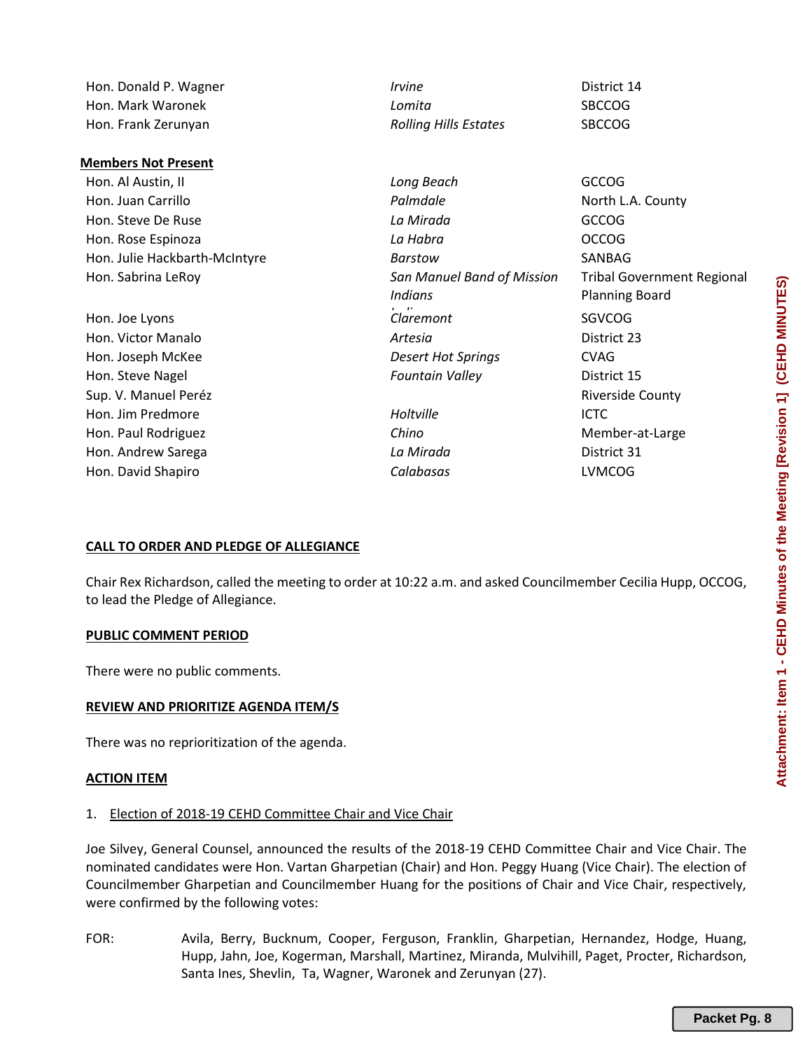| | | |
|---|---|---|
| Hon. Donald P. Wagner | *Irvine* | District 14 |
| Hon. Mark Waronek | *Lomita* | SBCCOG |
| Hon. Frank Zerunyan | *Rolling Hills Estates* | SBCCOG |

**Members Not Present**

| | | |
|---|---|---|
| Hon. Al Austin, II | *Long Beach* | GCCOG |
| Hon. Juan Carrillo | *Palmdale* | North L.A. County |
| Hon. Steve De Ruse | *La Mirada* | GCCOG |
| Hon. Rose Espinoza | *La Habra* | OCCOG |
| Hon. Julie Hackbarth-McIntyre | *Barstow* | SANBAG |
| Hon. Sabrina LeRoy | *San Manuel Band of Mission Indians* | Tribal Government Regional Planning Board |
| Hon. Joe Lyons | *Claremont* | SGVCOG |
| Hon. Victor Manalo | *Artesia* | District 23 |
| Hon. Joseph McKee | *Desert Hot Springs* | CVAG |
| Hon. Steve Nagel | *Fountain Valley* | District 15 |
| Sup. V. Manuel Peréz | | Riverside County |
| Hon. Jim Predmore | *Holtville* | ICTC |
| Hon. Paul Rodriguez | *Chino* | Member-at-Large |
| Hon. Andrew Sarega | *La Mirada* | District 31 |
| Hon. David Shapiro | *Calabasas* | LVMCOG |

**CALL TO ORDER AND PLEDGE OF ALLEGIANCE**

Chair Rex Richardson, called the meeting to order at 10:22 a.m. and asked Councilmember Cecilia Hupp, OCCOG, to lead the Pledge of Allegiance.

**PUBLIC COMMENT PERIOD**

There were no public comments.

**REVIEW AND PRIORITIZE AGENDA ITEM/S**

There was no reprioritization of the agenda.

**ACTION ITEM**

1. Election of 2018-19 CEHD Committee Chair and Vice Chair

Joe Silvey, General Counsel, announced the results of the 2018-19 CEHD Committee Chair and Vice Chair. The nominated candidates were Hon. Vartan Gharpetian (Chair) and Hon. Peggy Huang (Vice Chair). The election of Councilmember Gharpetian and Councilmember Huang for the positions of Chair and Vice Chair, respectively, were confirmed by the following votes:

FOR: Avila, Berry, Bucknum, Cooper, Ferguson, Franklin, Gharpetian, Hernandez, Hodge, Huang, Hupp, Jahn, Joe, Kogerman, Marshall, Martinez, Miranda, Mulvihill, Paget, Procter, Richardson, Santa Ines, Shevlin, Ta, Wagner, Waronek and Zerunyan (27).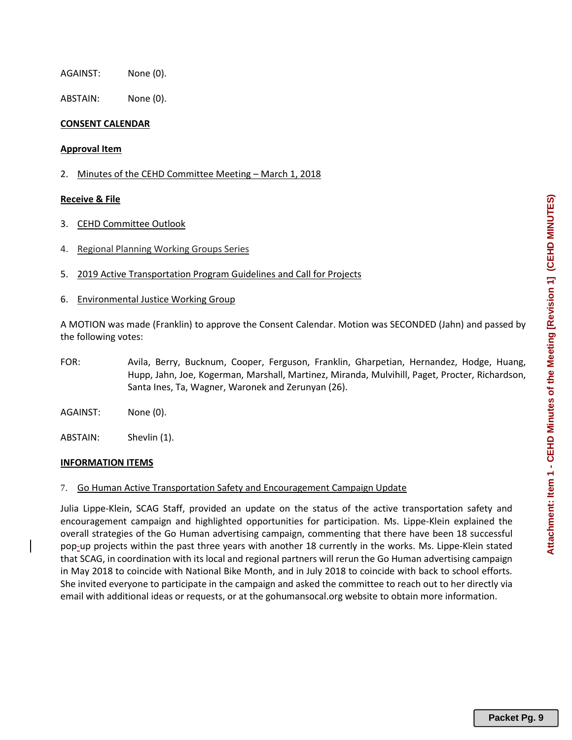AGAINST: None (0).

ABSTAIN: None (0).

**CONSENT CALENDAR**

**Approval Item**

2. Minutes of the CEHD Committee Meeting – March 1, 2018

**Receive & File**

3. CEHD Committee Outlook

4. Regional Planning Working Groups Series

5. 2019 Active Transportation Program Guidelines and Call for Projects

6. Environmental Justice Working Group

A MOTION was made (Franklin) to approve the Consent Calendar. Motion was SECONDED (Jahn) and passed by the following votes:

FOR: Avila, Berry, Bucknum, Cooper, Ferguson, Franklin, Gharpetian, Hernandez, Hodge, Huang, Hupp, Jahn, Joe, Kogerman, Marshall, Martinez, Miranda, Mulvihill, Paget, Procter, Richardson, Santa Ines, Ta, Wagner, Waronek and Zerunyan (26).

AGAINST: None (0).

ABSTAIN: Shevlin (1).

**INFORMATION ITEMS**

7. Go Human Active Transportation Safety and Encouragement Campaign Update

Julia Lippe-Klein, SCAG Staff, provided an update on the status of the active transportation safety and encouragement campaign and highlighted opportunities for participation. Ms. Lippe-Klein explained the overall strategies of the Go Human advertising campaign, commenting that there have been 18 successful pop-up projects within the past three years with another 18 currently in the works. Ms. Lippe-Klein stated that SCAG, in coordination with its local and regional partners will rerun the Go Human advertising campaign in May 2018 to coincide with National Bike Month, and in July 2018 to coincide with back to school efforts. She invited everyone to participate in the campaign and asked the committee to reach out to her directly via email with additional ideas or requests, or at the gohumansocal.org website to obtain more information.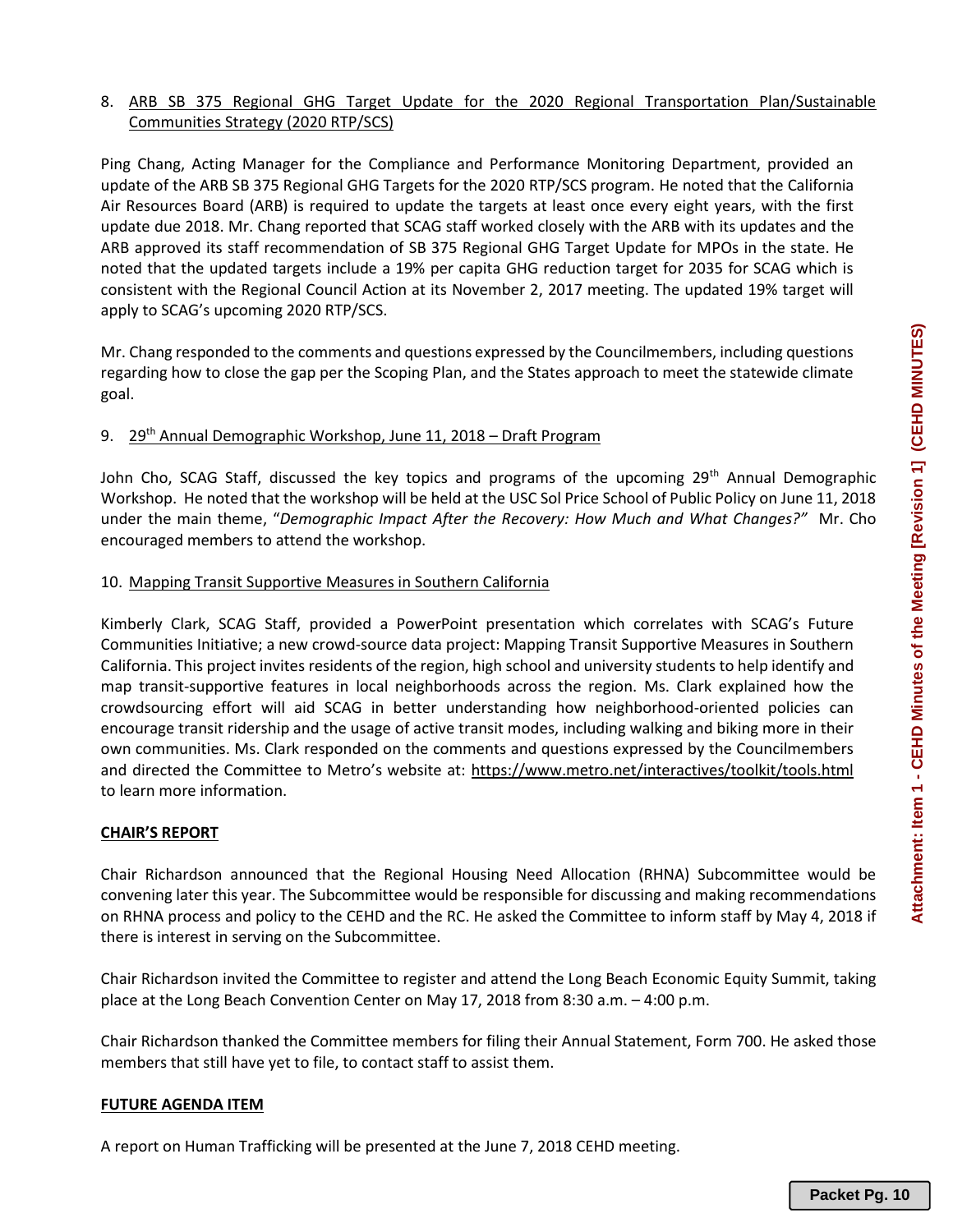8. ARB SB 375 Regional GHG Target Update for the 2020 Regional Transportation Plan/Sustainable Communities Strategy (2020 RTP/SCS)

Ping Chang, Acting Manager for the Compliance and Performance Monitoring Department, provided an update of the ARB SB 375 Regional GHG Targets for the 2020 RTP/SCS program. He noted that the California Air Resources Board (ARB) is required to update the targets at least once every eight years, with the first update due 2018. Mr. Chang reported that SCAG staff worked closely with the ARB with its updates and the ARB approved its staff recommendation of SB 375 Regional GHG Target Update for MPOs in the state. He noted that the updated targets include a 19% per capita GHG reduction target for 2035 for SCAG which is consistent with the Regional Council Action at its November 2, 2017 meeting. The updated 19% target will apply to SCAG's upcoming 2020 RTP/SCS.

Mr. Chang responded to the comments and questions expressed by the Councilmembers, including questions regarding how to close the gap per the Scoping Plan, and the States approach to meet the statewide climate goal.

9. 29th Annual Demographic Workshop, June 11, 2018 – Draft Program

John Cho, SCAG Staff, discussed the key topics and programs of the upcoming 29th Annual Demographic Workshop. He noted that the workshop will be held at the USC Sol Price School of Public Policy on June 11, 2018 under the main theme, "*Demographic Impact After the Recovery: How Much and What Changes?*" Mr. Cho encouraged members to attend the workshop.

10. Mapping Transit Supportive Measures in Southern California

Kimberly Clark, SCAG Staff, provided a PowerPoint presentation which correlates with SCAG's Future Communities Initiative; a new crowd-source data project: Mapping Transit Supportive Measures in Southern California. This project invites residents of the region, high school and university students to help identify and map transit-supportive features in local neighborhoods across the region. Ms. Clark explained how the crowdsourcing effort will aid SCAG in better understanding how neighborhood-oriented policies can encourage transit ridership and the usage of active transit modes, including walking and biking more in their own communities. Ms. Clark responded on the comments and questions expressed by the Councilmembers and directed the Committee to Metro's website at: https://www.metro.net/interactives/toolkit/tools.html to learn more information.

**CHAIR'S REPORT**

Chair Richardson announced that the Regional Housing Need Allocation (RHNA) Subcommittee would be convening later this year. The Subcommittee would be responsible for discussing and making recommendations on RHNA process and policy to the CEHD and the RC. He asked the Committee to inform staff by May 4, 2018 if there is interest in serving on the Subcommittee.

Chair Richardson invited the Committee to register and attend the Long Beach Economic Equity Summit, taking place at the Long Beach Convention Center on May 17, 2018 from 8:30 a.m. – 4:00 p.m.

Chair Richardson thanked the Committee members for filing their Annual Statement, Form 700. He asked those members that still have yet to file, to contact staff to assist them.

**FUTURE AGENDA ITEM**

A report on Human Trafficking will be presented at the June 7, 2018 CEHD meeting.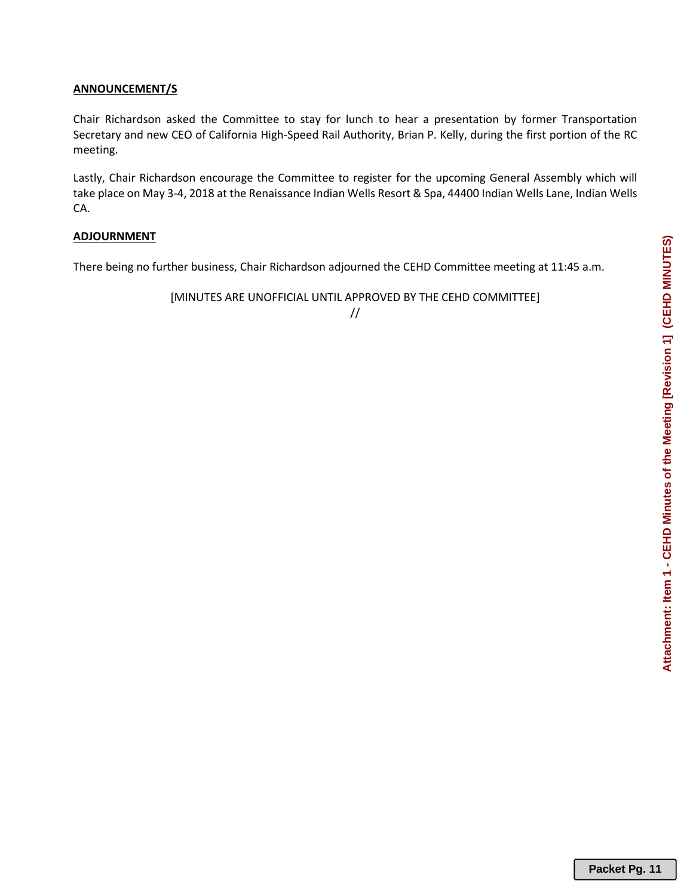**ANNOUNCEMENT/S**

Chair Richardson asked the Committee to stay for lunch to hear a presentation by former Transportation Secretary and new CEO of California High-Speed Rail Authority, Brian P. Kelly, during the first portion of the RC meeting.

Lastly, Chair Richardson encourage the Committee to register for the upcoming General Assembly which will take place on May 3-4, 2018 at the Renaissance Indian Wells Resort & Spa, 44400 Indian Wells Lane, Indian Wells CA.

**ADJOURNMENT**

There being no further business, Chair Richardson adjourned the CEHD Committee meeting at 11:45 a.m.

[MINUTES ARE UNOFFICIAL UNTIL APPROVED BY THE CEHD COMMITTEE]

//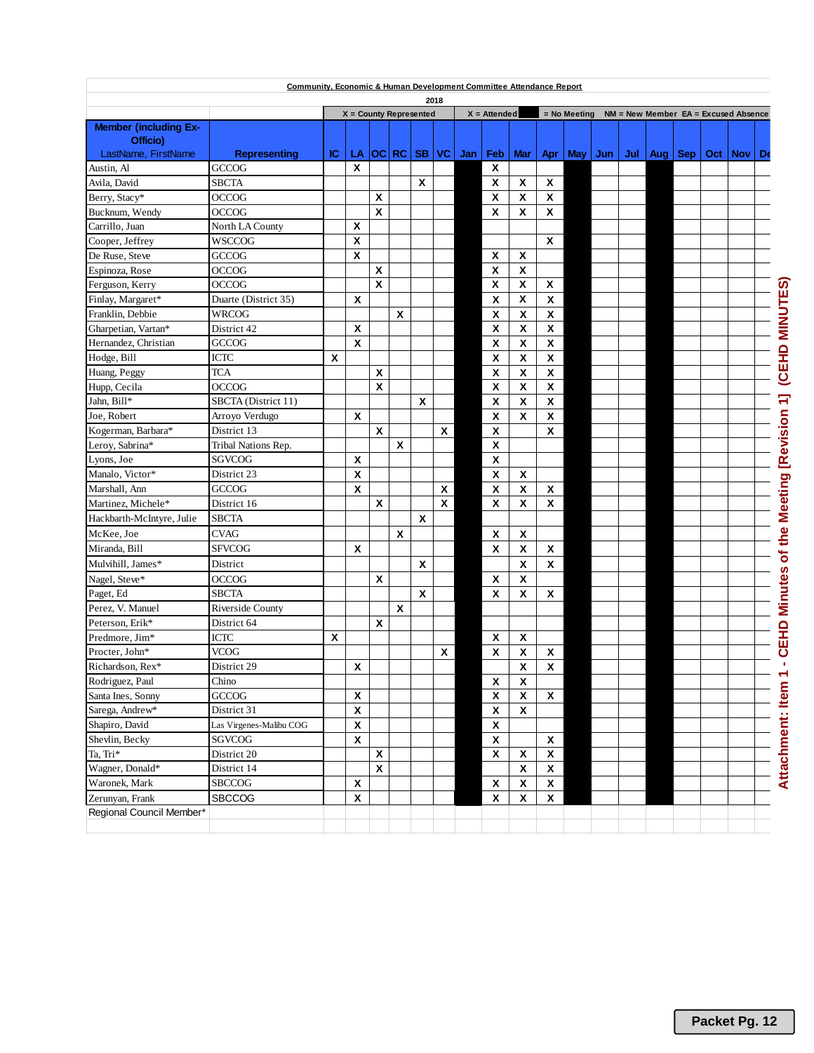**Community, Economic & Human Development Committee Attendance Report**

2018

X = County Represented | X = Attended | ■ = No Meeting | NM = New Member | EA = Excused Absence

| Member (including Ex-Officio) LastName, FirstName | Representing | IC | LA | OC | RC | SB | VC | Jan | Feb | Mar | Apr | May | Jun | Jul | Aug | Sep | Oct | Nov | De |
|---|---|---|---|---|---|---|---|---|---|---|---|---|---|---|---|---|---|---|---|
| Austin, Al | GCCOG | | X | | | | | | X | | | | | | | | | | |
| Avila, David | SBCTA | | | | | X | | | X | X | X | | | | | | | | |
| Berry, Stacy* | OCCOG | | | X | | | | | X | X | X | | | | | | | | |
| Bucknum, Wendy | OCCOG | | | X | | | | | X | X | X | | | | | | | | |
| Carrillo, Juan | North LA County | | X | | | | | | | | | | | | | | | | |
| Cooper, Jeffrey | WSCCOG | | X | | | | | | | | X | | | | | | | | |
| De Ruse, Steve | GCCOG | | X | | | | | | X | X | | | | | | | | | |
| Espinoza, Rose | OCCOG | | | X | | | | | X | X | | | | | | | | | |
| Ferguson, Kerry | OCCOG | | | X | | | | | X | X | X | | | | | | | | |
| Finlay, Margaret* | Duarte (District 35) | | X | | | | | | X | X | X | | | | | | | | |
| Franklin, Debbie | WRCOG | | | | X | | | | X | X | X | | | | | | | | |
| Gharpetian, Vartan* | District 42 | | X | | | | | | X | X | X | | | | | | | | |
| Hernandez, Christian | GCCOG | | X | | | | | | X | X | X | | | | | | | | |
| Hodge, Bill | ICTC | X | | | | | | | X | X | X | | | | | | | | |
| Huang, Peggy | TCA | | | X | | | | | X | X | X | | | | | | | | |
| Hupp, Cecila | OCCOG | | | X | | | | | X | X | X | | | | | | | | |
| Jahn, Bill* | SBCTA (District 11) | | | | | X | | | X | X | X | | | | | | | | |
| Joe, Robert | Arroyo Verdugo | | X | | | | | | X | X | X | | | | | | | | |
| Kogerman, Barbara* | District 13 | | | X | | | X | | X | | X | | | | | | | | |
| Leroy, Sabrina* | Tribal Nations Rep. | | | | X | | | | X | | | | | | | | | | |
| Lyons, Joe | SGVCOG | | X | | | | | | X | | | | | | | | | | |
| Manalo, Victor* | District 23 | | X | | | | | | X | X | | | | | | | | | |
| Marshall, Ann | GCCOG | | X | | | | X | | X | X | X | | | | | | | | |
| Martinez, Michele* | District 16 | | | X | | | X | | X | X | X | | | | | | | | |
| Hackbarth-McIntyre, Julie | SBCTA | | | | | X | | | | | | | | | | | | | |
| McKee, Joe | CVAG | | | | X | | | | X | X | | | | | | | | | |
| Miranda, Bill | SFVCOG | | X | | | | | | X | X | X | | | | | | | | |
| Mulvihill, James* | District | | | | | X | | | | X | X | | | | | | | | |
| Nagel, Steve* | OCCOG | | | X | | | | | X | X | | | | | | | | | |
| Paget, Ed | SBCTA | | | | | X | | | X | X | X | | | | | | | | |
| Perez, V. Manuel | Riverside County | | | | X | | | | | | | | | | | | | | |
| Peterson, Erik* | District 64 | | | X | | | | | | | | | | | | | | | |
| Predmore, Jim* | ICTC | X | | | | | | | X | X | | | | | | | | | |
| Procter, John* | VCOG | | | | | | X | | X | X | X | | | | | | | | |
| Richardson, Rex* | District 29 | | X | | | | | | | X | X | | | | | | | | |
| Rodriguez, Paul | Chino | | | | | | | | X | X | | | | | | | | | |
| Santa Ines, Sonny | GCCOG | | X | | | | | | X | X | X | | | | | | | | |
| Sarega, Andrew* | District 31 | | X | | | | | | X | X | | | | | | | | | |
| Shapiro, David | Las Virgenes-Malibu COG | | X | | | | | | X | | | | | | | | | | |
| Shevlin, Becky | SGVCOG | | X | | | | | | X | | X | | | | | | | | |
| Ta, Tri* | District 20 | | | X | | | | | X | X | X | | | | | | | | |
| Wagner, Donald* | District 14 | | | X | | | | | | X | X | | | | | | | | |
| Waronek, Mark | SBCCOG | | X | | | | | | X | X | X | | | | | | | | |
| Zerunyan, Frank | SBCCOG | | X | | | | | | X | X | X | | | | | | | | |
| Regional Council Member* | | | | | | | | | | | | | | | | | | | |

Attachment: Item 1 - CEHD Minutes of the Meeting [Revision 1] (CEHD MINUTES)